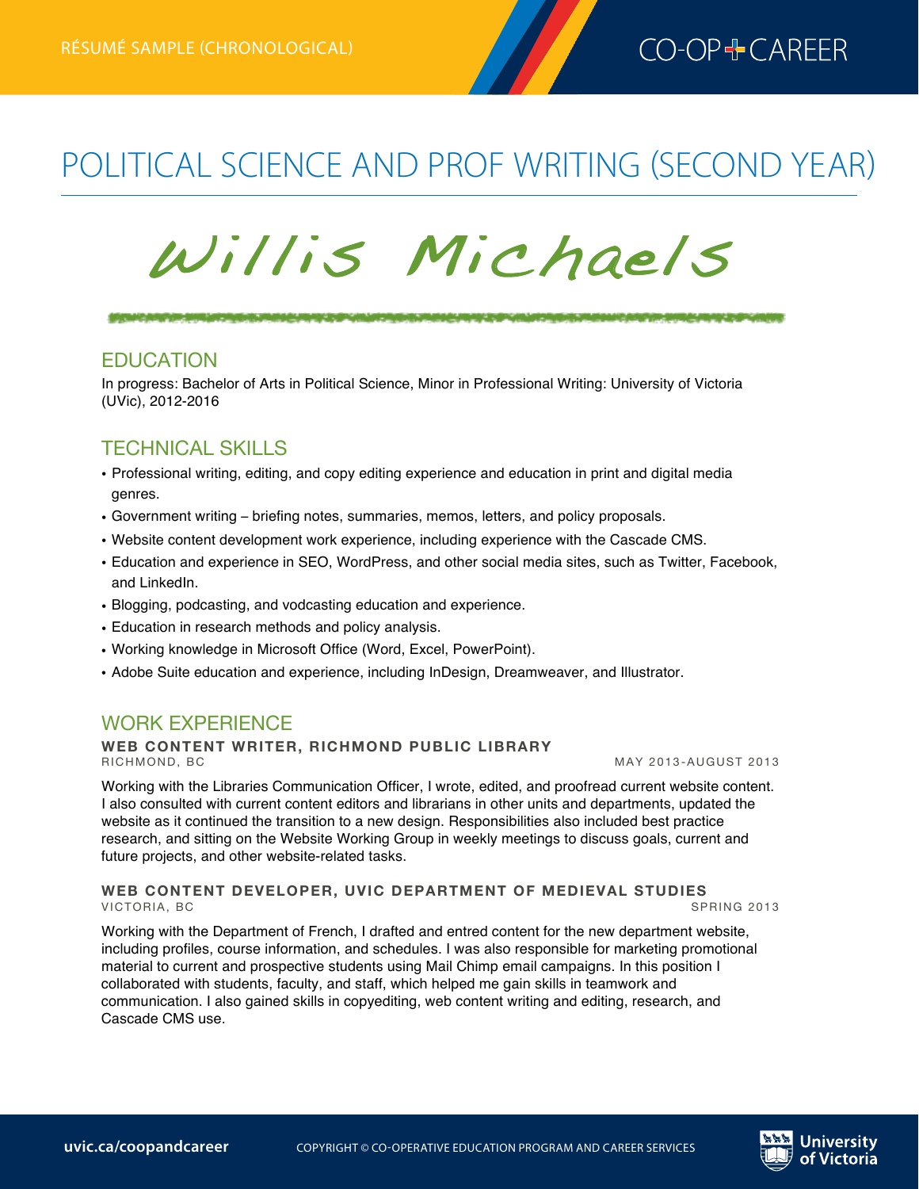RÉSUMÉ SAMPLE (CHRONOLOGICAL)

# POLITICAL SCIENCE AND PROF WRITING (SECOND YEAR)

# Willis Michaels

## EDUCATION

In progress: Bachelor of Arts in Political Science, Minor in Professional Writing: University of Victoria (UVic), 2012-2016

## TECHNICAL SKILLS

- Professional writing, editing, and copy editing experience and education in print and digital media genres.
- Government writing – briefing notes, summaries, memos, letters, and policy proposals.
- Website content development work experience, including experience with the Cascade CMS.
- Education and experience in SEO, WordPress, and other social media sites, such as Twitter, Facebook, and LinkedIn.
- Blogging, podcasting, and vodcasting education and experience.
- Education in research methods and policy analysis.
- Working knowledge in Microsoft Office (Word, Excel, PowerPoint).
- Adobe Suite education and experience, including InDesign, Dreamweaver, and Illustrator.

## WORK EXPERIENCE

**WEB CONTENT WRITER, RICHMOND PUBLIC LIBRARY**
RICHMOND, BC — MAY 2013-AUGUST 2013

Working with the Libraries Communication Officer, I wrote, edited, and proofread current website content. I also consulted with current content editors and librarians in other units and departments, updated the website as it continued the transition to a new design. Responsibilities also included best practice research, and sitting on the Website Working Group in weekly meetings to discuss goals, current and future projects, and other website-related tasks.

**WEB CONTENT DEVELOPER, UVIC DEPARTMENT OF MEDIEVAL STUDIES**
VICTORIA, BC — SPRING 2013

Working with the Department of French, I drafted and entred content for the new department website, including profiles, course information, and schedules. I was also responsible for marketing promotional material to current and prospective students using Mail Chimp email campaigns. In this position I collaborated with students, faculty, and staff, which helped me gain skills in teamwork and communication. I also gained skills in copyediting, web content writing and editing, research, and Cascade CMS use.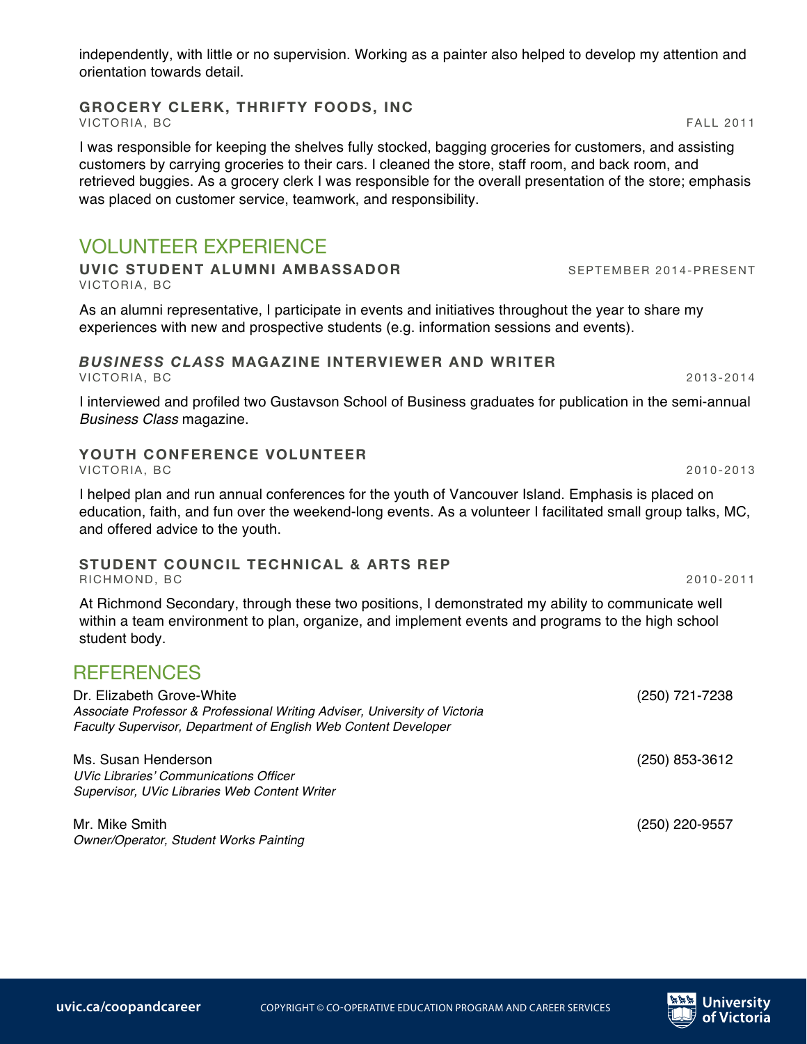independently, with little or no supervision. Working as a painter also helped to develop my attention and orientation towards detail.

### GROCERY CLERK, THRIFTY FOODS, INC

VICTORIA, BC — FALL 2011

I was responsible for keeping the shelves fully stocked, bagging groceries for customers, and assisting customers by carrying groceries to their cars. I cleaned the store, staff room, and back room, and retrieved buggies. As a grocery clerk I was responsible for the overall presentation of the store; emphasis was placed on customer service, teamwork, and responsibility.

## VOLUNTEER EXPERIENCE

### UVIC STUDENT ALUMNI AMBASSADOR

SEPTEMBER 2014-PRESENT

VICTORIA, BC

As an alumni representative, I participate in events and initiatives throughout the year to share my experiences with new and prospective students (e.g. information sessions and events).

### *BUSINESS CLASS* MAGAZINE INTERVIEWER AND WRITER

VICTORIA, BC — 2013-2014

I interviewed and profiled two Gustavson School of Business graduates for publication in the semi-annual *Business Class* magazine.

### YOUTH CONFERENCE VOLUNTEER

VICTORIA, BC — 2010-2013

I helped plan and run annual conferences for the youth of Vancouver Island. Emphasis is placed on education, faith, and fun over the weekend-long events. As a volunteer I facilitated small group talks, MC, and offered advice to the youth.

### STUDENT COUNCIL TECHNICAL & ARTS REP

RICHMOND, BC — 2010-2011

At Richmond Secondary, through these two positions, I demonstrated my ability to communicate well within a team environment to plan, organize, and implement events and programs to the high school student body.

## REFERENCES

Dr. Elizabeth Grove-White — (250) 721-7238
*Associate Professor & Professional Writing Adviser, University of Victoria*
*Faculty Supervisor, Department of English Web Content Developer*

Ms. Susan Henderson — (250) 853-3612
*UVic Libraries' Communications Officer*
*Supervisor, UVic Libraries Web Content Writer*

Mr. Mike Smith — (250) 220-9557
*Owner/Operator, Student Works Painting*